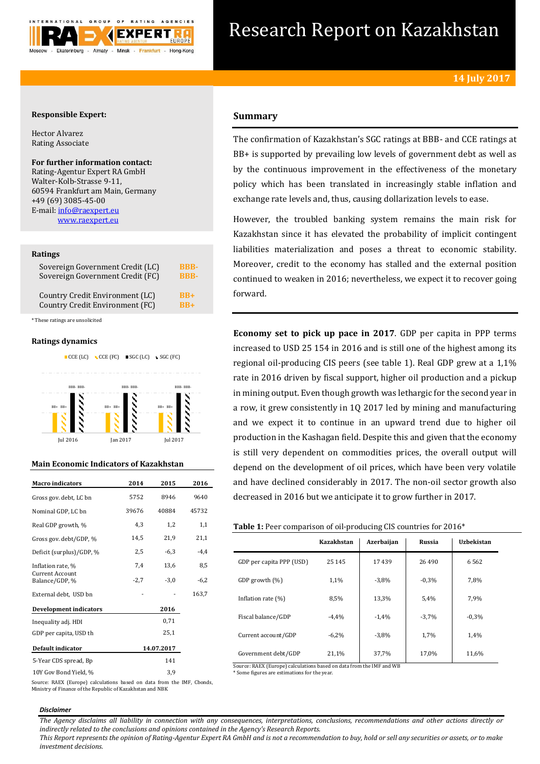# Research Report on Kazakhstan

**14 July 2017**

**Responsible Expert:**

Hector Alvarez
Rating Associate

**For further information contact:**
Rating-Agentur Expert RA GmbH
Walter-Kolb-Strasse 9-11,
60594 Frankfurt am Main, Germany
+49 (69) 3085-45-00
E-mail: info@raexpert.eu
www.raexpert.eu

### Ratings

| | |
|---|---|
| Sovereign Government Credit (LC) | BBB- |
| Sovereign Government Credit (FC) | BBB- |
| Country Credit Environment (LC) | BB+ |
| Country Credit Environment (FC) | BB+ |

*These ratings are unsolicited

### Ratings dynamics

| | CCE (LC) | CCE (FC) | SGC (LC) | SGC (FC) |
|---|---|---|---|---|
| Jul 2016 | BB+ | BB+ | BBB- | BBB- |
| Jan 2017 | BB+ | BB+ | BBB- | BBB- |
| Jul 2017 | BB+ | BB+ | BBB- | BBB- |

### Main Economic Indicators of Kazakhstan

| Macro indicators | 2014 | 2015 | 2016 |
|---|---|---|---|
| Gross gov. debt, LC bn | 5752 | 8946 | 9640 |
| Nominal GDP, LC bn | 39676 | 40884 | 45732 |
| Real GDP growth, % | 4,3 | 1,2 | 1,1 |
| Gross gov. debt/GDP, % | 14,5 | 21,9 | 21,1 |
| Deficit (surplus)/GDP, % | 2,5 | -6,3 | -4,4 |
| Inflation rate, % | 7,4 | 13,6 | 8,5 |
| Current Account Balance/GDP, % | -2,7 | -3,0 | -6,2 |
| External debt, USD bn | - | - | 163,7 |

| Development indicators | 2016 |
|---|---|
| Inequality adj. HDI | 0,71 |
| GDP per capita, USD th | 25,1 |

| Default indicator | 14.07.2017 |
|---|---|
| 5-Year CDS spread, Bp | 141 |
| 10Y Gov Bond Yield, % | 3,9 |

Source: RAEX (Europe) calculations based on data from the IMF, Cbonds, Ministry of Finance of the Republic of Kazakhstan and NBK

## Summary

The confirmation of Kazakhstan's SGC ratings at BBB- and CCE ratings at BB+ is supported by prevailing low levels of government debt as well as by the continuous improvement in the effectiveness of the monetary policy which has been translated in increasingly stable inflation and exchange rate levels and, thus, causing dollarization levels to ease.

However, the troubled banking system remains the main risk for Kazakhstan since it has elevated the probability of implicit contingent liabilities materialization and poses a threat to economic stability. Moreover, credit to the economy has stalled and the external position continued to weaken in 2016; nevertheless, we expect it to recover going forward.

**Economy set to pick up pace in 2017**. GDP per capita in PPP terms increased to USD 25 154 in 2016 and is still one of the highest among its regional oil-producing CIS peers (see table 1). Real GDP grew at a 1,1% rate in 2016 driven by fiscal support, higher oil production and a pickup in mining output. Even though growth was lethargic for the second year in a row, it grew consistently in 1Q 2017 led by mining and manufacturing and we expect it to continue in an upward trend due to higher oil production in the Kashagan field. Despite this and given that the economy is still very dependent on commodities prices, the overall output will depend on the development of oil prices, which have been very volatile and have declined considerably in 2017. The non-oil sector growth also decreased in 2016 but we anticipate it to grow further in 2017.

**Table 1:** Peer comparison of oil-producing CIS countries for 2016*

| | Kazakhstan | Azerbaijan | Russia | Uzbekistan |
|---|---|---|---|---|
| GDP per capita PPP (USD) | 25 145 | 17 439 | 26 490 | 6 562 |
| GDP growth (%) | 1,1% | -3,8% | -0,3% | 7,8% |
| Inflation rate (%) | 8,5% | 13,3% | 5,4% | 7,9% |
| Fiscal balance/GDP | -4,4% | -1,4% | -3,7% | -0,3% |
| Current account/GDP | -6,2% | -3,8% | 1,7% | 1,4% |
| Government debt/GDP | 21,1% | 37,7% | 17,0% | 11,6% |

Source: RAEX (Europe) calculations based on data from the IMF and WB
* Some figures are estimations for the year.

***Disclaimer***

*The Agency disclaims all liability in connection with any consequences, interpretations, conclusions, recommendations and other actions directly or indirectly related to the conclusions and opinions contained in the Agency's Research Reports.*
*This Report represents the opinion of Rating-Agentur Expert RA GmbH and is not a recommendation to buy, hold or sell any securities or assets, or to make investment decisions.*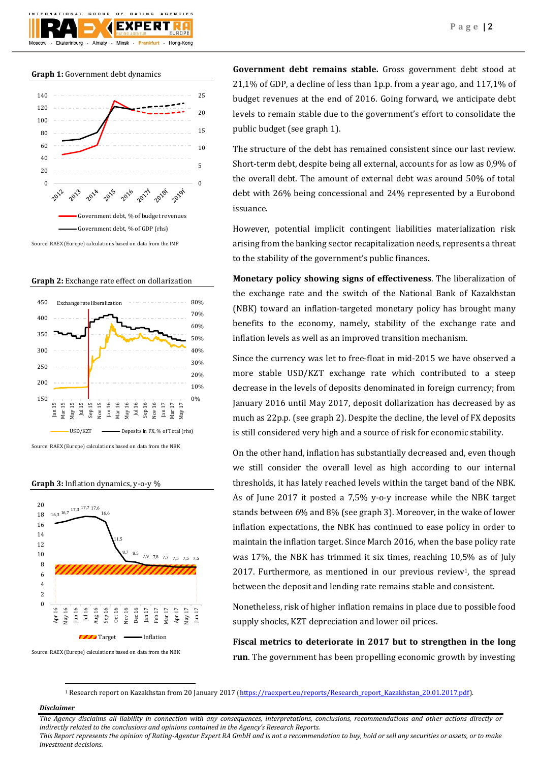**Graph 1:** Government debt dynamics

Source: RAEX (Europe) calculations based on data from the IMF

**Graph 2:** Exchange rate effect on dollarization

Source: RAEX (Europe) calculations based on data from the NBK

**Graph 3:** Inflation dynamics, y-o-y %

Source: RAEX (Europe) calculations based on data from the NBK

**Government debt remains stable.** Gross government debt stood at 21,1% of GDP, a decline of less than 1p.p. from a year ago, and 117,1% of budget revenues at the end of 2016. Going forward, we anticipate debt levels to remain stable due to the government's effort to consolidate the public budget (see graph 1).

The structure of the debt has remained consistent since our last review. Short-term debt, despite being all external, accounts for as low as 0,9% of the overall debt. The amount of external debt was around 50% of total debt with 26% being concessional and 24% represented by a Eurobond issuance.

However, potential implicit contingent liabilities materialization risk arising from the banking sector recapitalization needs, represents a threat to the stability of the government's public finances.

**Monetary policy showing signs of effectiveness**. The liberalization of the exchange rate and the switch of the National Bank of Kazakhstan (NBK) toward an inflation-targeted monetary policy has brought many benefits to the economy, namely, stability of the exchange rate and inflation levels as well as an improved transition mechanism.

Since the currency was let to free-float in mid-2015 we have observed a more stable USD/KZT exchange rate which contributed to a steep decrease in the levels of deposits denominated in foreign currency; from January 2016 until May 2017, deposit dollarization has decreased by as much as 22p.p. (see graph 2). Despite the decline, the level of FX deposits is still considered very high and a source of risk for economic stability.

On the other hand, inflation has substantially decreased and, even though we still consider the overall level as high according to our internal thresholds, it has lately reached levels within the target band of the NBK. As of June 2017 it posted a 7,5% y-o-y increase while the NBK target stands between 6% and 8% (see graph 3). Moreover, in the wake of lower inflation expectations, the NBK has continued to ease policy in order to maintain the inflation target. Since March 2016, when the base policy rate was 17%, the NBK has trimmed it six times, reaching 10,5% as of July 2017. Furthermore, as mentioned in our previous review[1], the spread between the deposit and lending rate remains stable and consistent.

Nonetheless, risk of higher inflation remains in place due to possible food supply shocks, KZT depreciation and lower oil prices.

**Fiscal metrics to deteriorate in 2017 but to strengthen in the long run**. The government has been propelling economic growth by investing

[1] Research report on Kazakhstan from 20 January 2017 (https://raexpert.eu/reports/Research_report_Kazakhstan_20.01.2017.pdf).

***Disclaimer***

*The Agency disclaims all liability in connection with any consequences, interpretations, conclusions, recommendations and other actions directly or indirectly related to the conclusions and opinions contained in the Agency's Research Reports.*
*This Report represents the opinion of Rating-Agentur Expert RA GmbH and is not a recommendation to buy, hold or sell any securities or assets, or to make investment decisions.*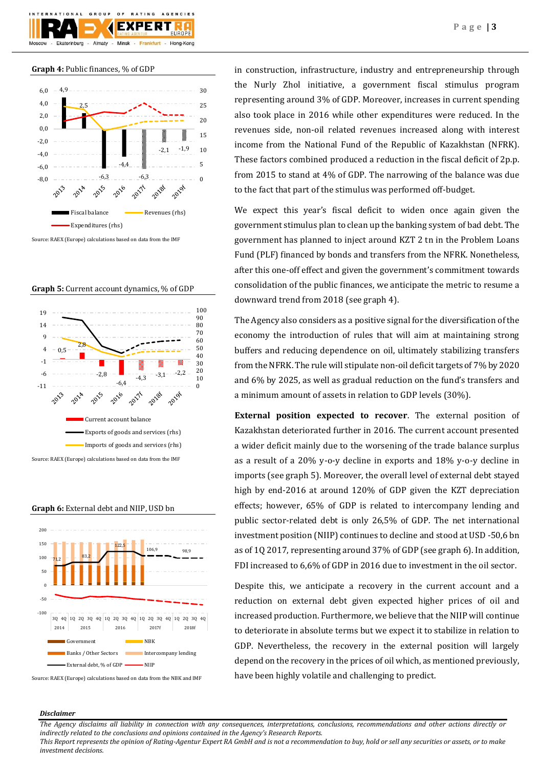**Graph 4:** Public finances, % of GDP

Source: RAEX (Europe) calculations based on data from the IMF

**Graph 5:** Current account dynamics, % of GDP

Source: RAEX (Europe) calculations based on data from the IMF

**Graph 6:** External debt and NIIP, USD bn

Source: RAEX (Europe) calculations based on data from the NBK and IMF

in construction, infrastructure, industry and entrepreneurship through the Nurly Zhol initiative, a government fiscal stimulus program representing around 3% of GDP. Moreover, increases in current spending also took place in 2016 while other expenditures were reduced. In the revenues side, non-oil related revenues increased along with interest income from the National Fund of the Republic of Kazakhstan (NFRK). These factors combined produced a reduction in the fiscal deficit of 2p.p. from 2015 to stand at 4% of GDP. The narrowing of the balance was due to the fact that part of the stimulus was performed off-budget.

We expect this year's fiscal deficit to widen once again given the government stimulus plan to clean up the banking system of bad debt. The government has planned to inject around KZT 2 tn in the Problem Loans Fund (PLF) financed by bonds and transfers from the NFRK. Nonetheless, after this one-off effect and given the government's commitment towards consolidation of the public finances, we anticipate the metric to resume a downward trend from 2018 (see graph 4).

The Agency also considers as a positive signal for the diversification of the economy the introduction of rules that will aim at maintaining strong buffers and reducing dependence on oil, ultimately stabilizing transfers from the NFRK. The rule will stipulate non-oil deficit targets of 7% by 2020 and 6% by 2025, as well as gradual reduction on the fund's transfers and a minimum amount of assets in relation to GDP levels (30%).

**External position expected to recover**. The external position of Kazakhstan deteriorated further in 2016. The current account presented a wider deficit mainly due to the worsening of the trade balance surplus as a result of a 20% y-o-y decline in exports and 18% y-o-y decline in imports (see graph 5). Moreover, the overall level of external debt stayed high by end-2016 at around 120% of GDP given the KZT depreciation effects; however, 65% of GDP is related to intercompany lending and public sector-related debt is only 26,5% of GDP. The net international investment position (NIIP) continues to decline and stood at USD -50,6 bn as of 1Q 2017, representing around 37% of GDP (see graph 6). In addition, FDI increased to 6,6% of GDP in 2016 due to investment in the oil sector.

Despite this, we anticipate a recovery in the current account and a reduction on external debt given expected higher prices of oil and increased production. Furthermore, we believe that the NIIP will continue to deteriorate in absolute terms but we expect it to stabilize in relation to GDP. Nevertheless, the recovery in the external position will largely depend on the recovery in the prices of oil which, as mentioned previously, have been highly volatile and challenging to predict.

***Disclaimer***

*The Agency disclaims all liability in connection with any consequences, interpretations, conclusions, recommendations and other actions directly or indirectly related to the conclusions and opinions contained in the Agency's Research Reports.*
*This Report represents the opinion of Rating-Agentur Expert RA GmbH and is not a recommendation to buy, hold or sell any securities or assets, or to make investment decisions.*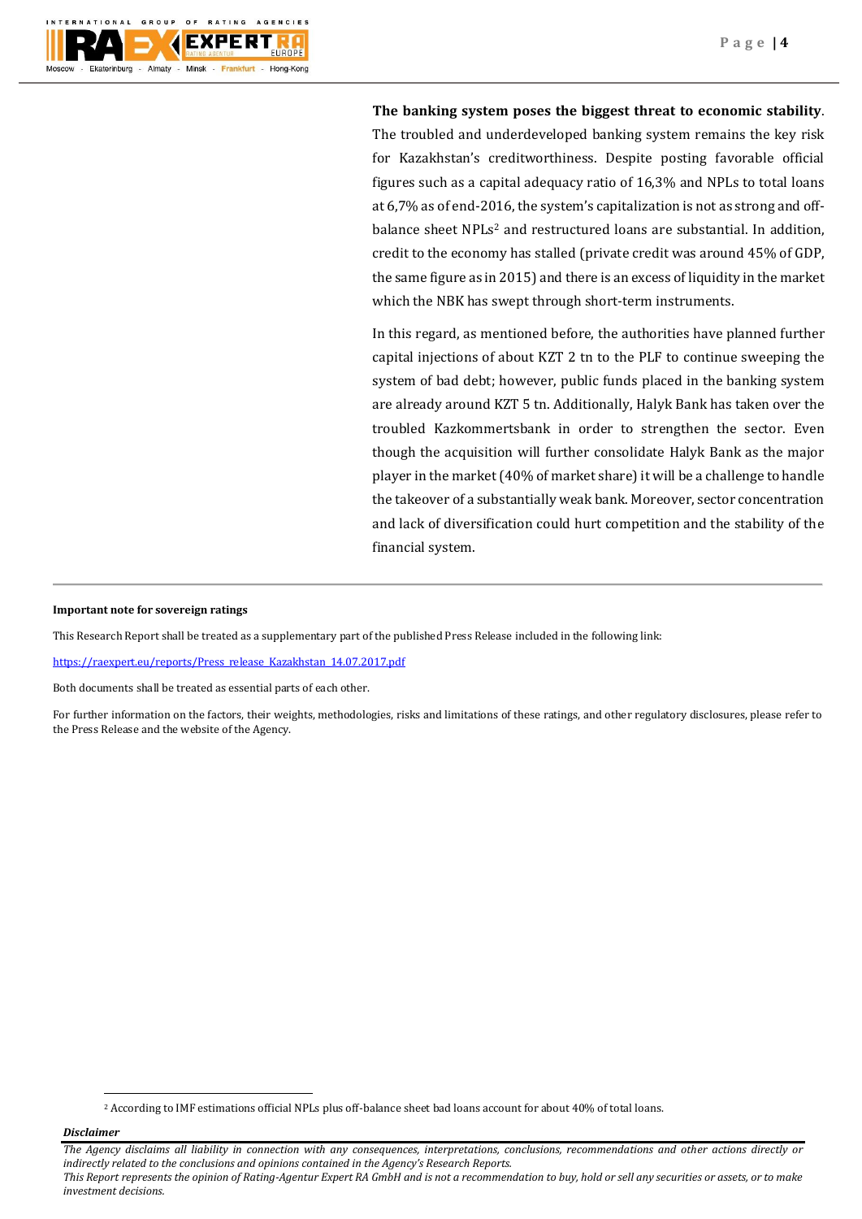**The banking system poses the biggest threat to economic stability**. The troubled and underdeveloped banking system remains the key risk for Kazakhstan's creditworthiness. Despite posting favorable official figures such as a capital adequacy ratio of 16,3% and NPLs to total loans at 6,7% as of end-2016, the system's capitalization is not as strong and off-balance sheet NPLs[2] and restructured loans are substantial. In addition, credit to the economy has stalled (private credit was around 45% of GDP, the same figure as in 2015) and there is an excess of liquidity in the market which the NBK has swept through short-term instruments.

In this regard, as mentioned before, the authorities have planned further capital injections of about KZT 2 tn to the PLF to continue sweeping the system of bad debt; however, public funds placed in the banking system are already around KZT 5 tn. Additionally, Halyk Bank has taken over the troubled Kazkommertsbank in order to strengthen the sector. Even though the acquisition will further consolidate Halyk Bank as the major player in the market (40% of market share) it will be a challenge to handle the takeover of a substantially weak bank. Moreover, sector concentration and lack of diversification could hurt competition and the stability of the financial system.

---

**Important note for sovereign ratings**

This Research Report shall be treated as a supplementary part of the published Press Release included in the following link:

https://raexpert.eu/reports/Press_release_Kazakhstan_14.07.2017.pdf

Both documents shall be treated as essential parts of each other.

For further information on the factors, their weights, methodologies, risks and limitations of these ratings, and other regulatory disclosures, please refer to the Press Release and the website of the Agency.

[2] According to IMF estimations official NPLs plus off-balance sheet bad loans account for about 40% of total loans.

***Disclaimer***

*The Agency disclaims all liability in connection with any consequences, interpretations, conclusions, recommendations and other actions directly or indirectly related to the conclusions and opinions contained in the Agency's Research Reports.*
*This Report represents the opinion of Rating-Agentur Expert RA GmbH and is not a recommendation to buy, hold or sell any securities or assets, or to make investment decisions.*